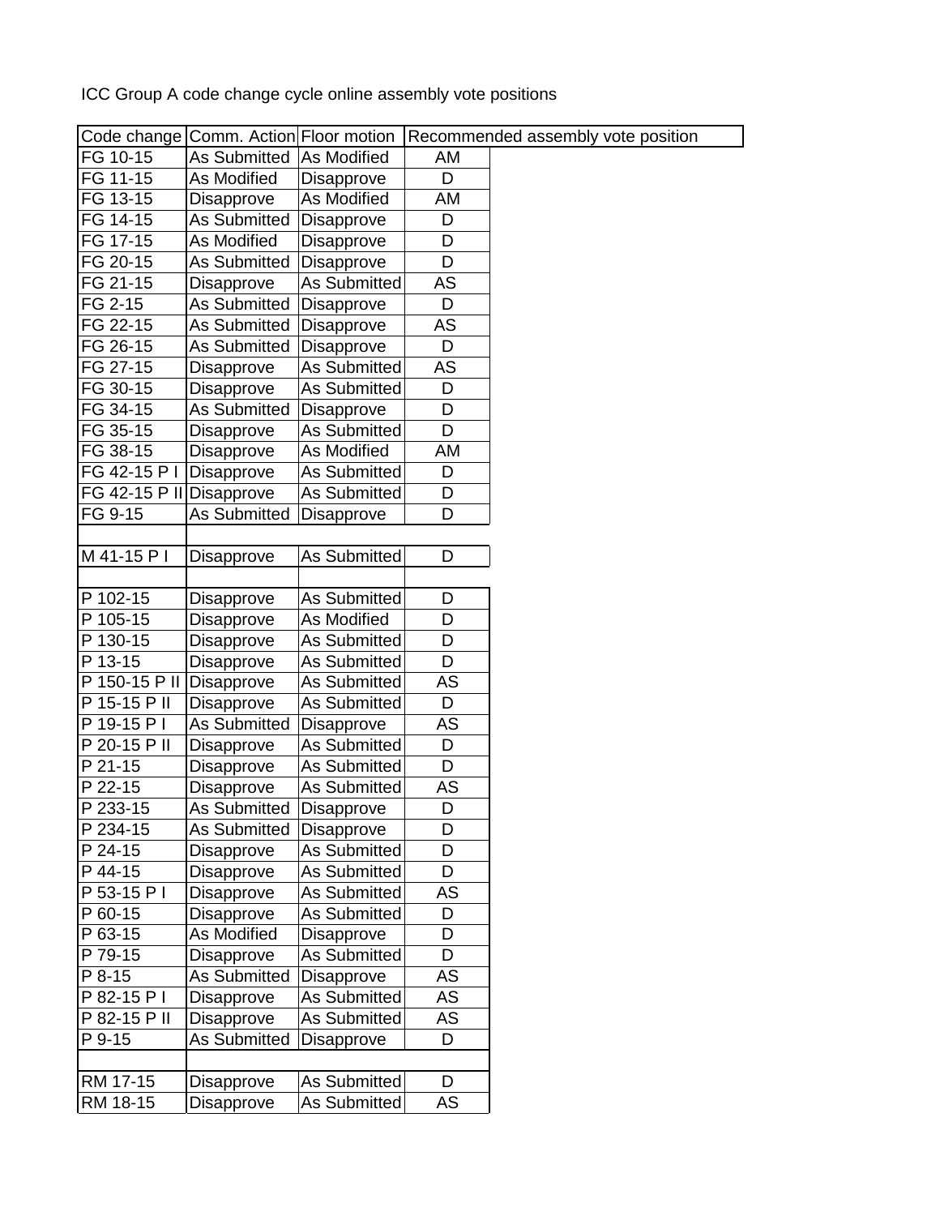ICC Group A code change cycle online assembly vote positions

| Code change | Comm. Action | Floor motion | Recommended assembly vote position |
|---|---|---|---|
| FG 10-15 | As Submitted | As Modified | AM |
| FG 11-15 | As Modified | Disapprove | D |
| FG 13-15 | Disapprove | As Modified | AM |
| FG 14-15 | As Submitted | Disapprove | D |
| FG 17-15 | As Modified | Disapprove | D |
| FG 20-15 | As Submitted | Disapprove | D |
| FG 21-15 | Disapprove | As Submitted | AS |
| FG 2-15 | As Submitted | Disapprove | D |
| FG 22-15 | As Submitted | Disapprove | AS |
| FG 26-15 | As Submitted | Disapprove | D |
| FG 27-15 | Disapprove | As Submitted | AS |
| FG 30-15 | Disapprove | As Submitted | D |
| FG 34-15 | As Submitted | Disapprove | D |
| FG 35-15 | Disapprove | As Submitted | D |
| FG 38-15 | Disapprove | As Modified | AM |
| FG 42-15 P I | Disapprove | As Submitted | D |
| FG 42-15 P II | Disapprove | As Submitted | D |
| FG 9-15 | As Submitted | Disapprove | D |
| | | | |
| M 41-15 P I | Disapprove | As Submitted | D |
| | | | |
| P 102-15 | Disapprove | As Submitted | D |
| P 105-15 | Disapprove | As Modified | D |
| P 130-15 | Disapprove | As Submitted | D |
| P 13-15 | Disapprove | As Submitted | D |
| P 150-15 P II | Disapprove | As Submitted | AS |
| P 15-15 P II | Disapprove | As Submitted | D |
| P 19-15 P I | As Submitted | Disapprove | AS |
| P 20-15 P II | Disapprove | As Submitted | D |
| P 21-15 | Disapprove | As Submitted | D |
| P 22-15 | Disapprove | As Submitted | AS |
| P 233-15 | As Submitted | Disapprove | D |
| P 234-15 | As Submitted | Disapprove | D |
| P 24-15 | Disapprove | As Submitted | D |
| P 44-15 | Disapprove | As Submitted | D |
| P 53-15 P I | Disapprove | As Submitted | AS |
| P 60-15 | Disapprove | As Submitted | D |
| P 63-15 | As Modified | Disapprove | D |
| P 79-15 | Disapprove | As Submitted | D |
| P 8-15 | As Submitted | Disapprove | AS |
| P 82-15 P I | Disapprove | As Submitted | AS |
| P 82-15 P II | Disapprove | As Submitted | AS |
| P 9-15 | As Submitted | Disapprove | D |
| | | | |
| RM 17-15 | Disapprove | As Submitted | D |
| RM 18-15 | Disapprove | As Submitted | AS |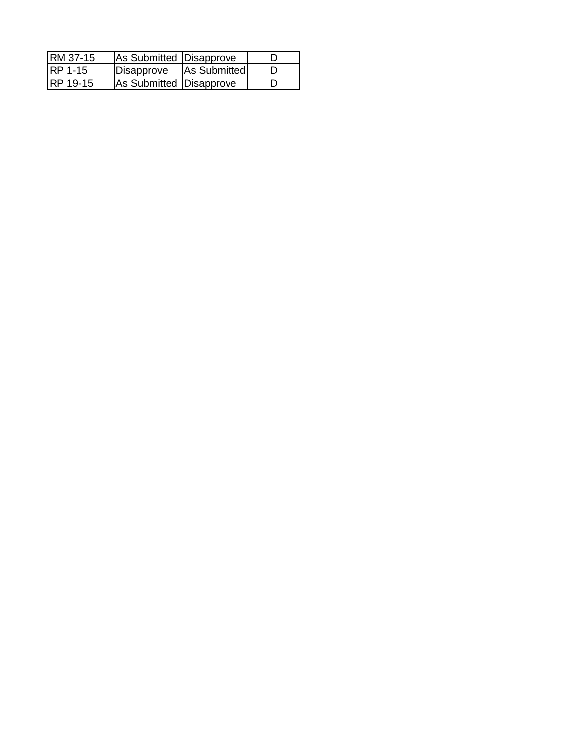| | | | |
|---|---|---|---|
| RM 37-15 | As Submitted | Disapprove | D |
| RP 1-15 | Disapprove | As Submitted | D |
| RP 19-15 | As Submitted | Disapprove | D |